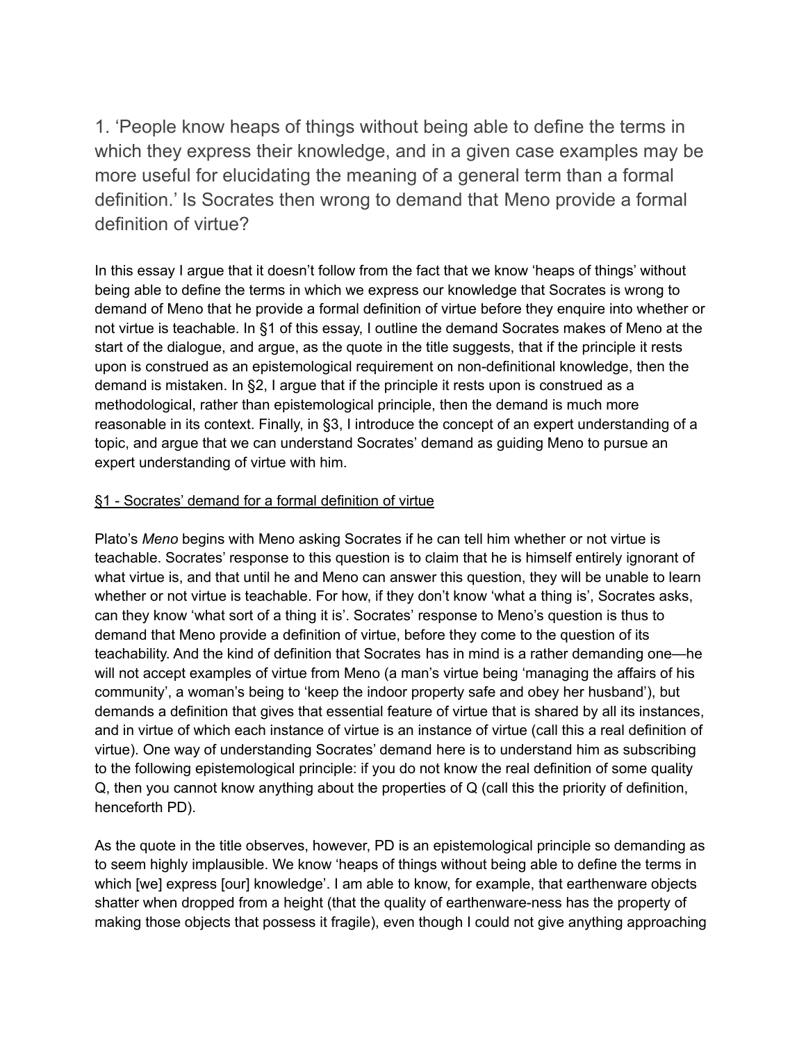1. 'People know heaps of things without being able to define the terms in which they express their knowledge, and in a given case examples may be more useful for elucidating the meaning of a general term than a formal definition.' Is Socrates then wrong to demand that Meno provide a formal definition of virtue?

In this essay I argue that it doesn't follow from the fact that we know 'heaps of things' without being able to define the terms in which we express our knowledge that Socrates is wrong to demand of Meno that he provide a formal definition of virtue before they enquire into whether or not virtue is teachable. In §1 of this essay, I outline the demand Socrates makes of Meno at the start of the dialogue, and argue, as the quote in the title suggests, that if the principle it rests upon is construed as an epistemological requirement on non-definitional knowledge, then the demand is mistaken. In §2, I argue that if the principle it rests upon is construed as a methodological, rather than epistemological principle, then the demand is much more reasonable in its context. Finally, in §3, I introduce the concept of an expert understanding of a topic, and argue that we can understand Socrates' demand as guiding Meno to pursue an expert understanding of virtue with him.

<u>§1 - Socrates' demand for a formal definition of virtue</u>

Plato's *Meno* begins with Meno asking Socrates if he can tell him whether or not virtue is teachable. Socrates' response to this question is to claim that he is himself entirely ignorant of what virtue is, and that until he and Meno can answer this question, they will be unable to learn whether or not virtue is teachable. For how, if they don't know 'what a thing is', Socrates asks, can they know 'what sort of a thing it is'. Socrates' response to Meno's question is thus to demand that Meno provide a definition of virtue, before they come to the question of its teachability. And the kind of definition that Socrates has in mind is a rather demanding one—he will not accept examples of virtue from Meno (a man's virtue being 'managing the affairs of his community', a woman's being to 'keep the indoor property safe and obey her husband'), but demands a definition that gives that essential feature of virtue that is shared by all its instances, and in virtue of which each instance of virtue is an instance of virtue (call this a real definition of virtue). One way of understanding Socrates' demand here is to understand him as subscribing to the following epistemological principle: if you do not know the real definition of some quality Q, then you cannot know anything about the properties of Q (call this the priority of definition, henceforth PD).

As the quote in the title observes, however, PD is an epistemological principle so demanding as to seem highly implausible. We know 'heaps of things without being able to define the terms in which [we] express [our] knowledge'. I am able to know, for example, that earthenware objects shatter when dropped from a height (that the quality of earthenware-ness has the property of making those objects that possess it fragile), even though I could not give anything approaching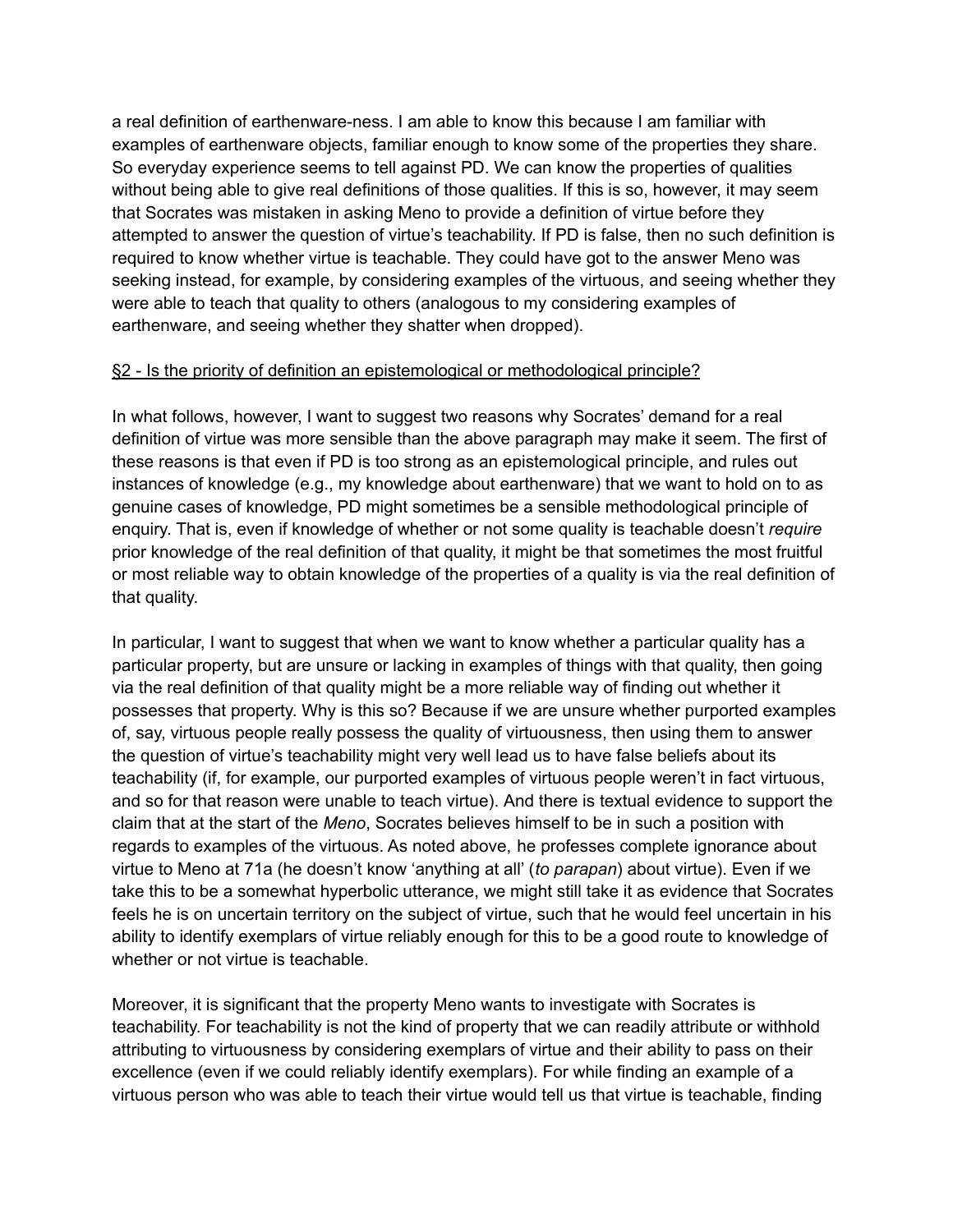a real definition of earthenware-ness. I am able to know this because I am familiar with examples of earthenware objects, familiar enough to know some of the properties they share. So everyday experience seems to tell against PD. We can know the properties of qualities without being able to give real definitions of those qualities. If this is so, however, it may seem that Socrates was mistaken in asking Meno to provide a definition of virtue before they attempted to answer the question of virtue's teachability. If PD is false, then no such definition is required to know whether virtue is teachable. They could have got to the answer Meno was seeking instead, for example, by considering examples of the virtuous, and seeing whether they were able to teach that quality to others (analogous to my considering examples of earthenware, and seeing whether they shatter when dropped).

## §2 - Is the priority of definition an epistemological or methodological principle?

In what follows, however, I want to suggest two reasons why Socrates' demand for a real definition of virtue was more sensible than the above paragraph may make it seem. The first of these reasons is that even if PD is too strong as an epistemological principle, and rules out instances of knowledge (e.g., my knowledge about earthenware) that we want to hold on to as genuine cases of knowledge, PD might sometimes be a sensible methodological principle of enquiry. That is, even if knowledge of whether or not some quality is teachable doesn't *require* prior knowledge of the real definition of that quality, it might be that sometimes the most fruitful or most reliable way to obtain knowledge of the properties of a quality is via the real definition of that quality.

In particular, I want to suggest that when we want to know whether a particular quality has a particular property, but are unsure or lacking in examples of things with that quality, then going via the real definition of that quality might be a more reliable way of finding out whether it possesses that property. Why is this so? Because if we are unsure whether purported examples of, say, virtuous people really possess the quality of virtuousness, then using them to answer the question of virtue's teachability might very well lead us to have false beliefs about its teachability (if, for example, our purported examples of virtuous people weren't in fact virtuous, and so for that reason were unable to teach virtue). And there is textual evidence to support the claim that at the start of the *Meno*, Socrates believes himself to be in such a position with regards to examples of the virtuous. As noted above, he professes complete ignorance about virtue to Meno at 71a (he doesn't know 'anything at all' (*to parapan*) about virtue). Even if we take this to be a somewhat hyperbolic utterance, we might still take it as evidence that Socrates feels he is on uncertain territory on the subject of virtue, such that he would feel uncertain in his ability to identify exemplars of virtue reliably enough for this to be a good route to knowledge of whether or not virtue is teachable.

Moreover, it is significant that the property Meno wants to investigate with Socrates is teachability. For teachability is not the kind of property that we can readily attribute or withhold attributing to virtuousness by considering exemplars of virtue and their ability to pass on their excellence (even if we could reliably identify exemplars). For while finding an example of a virtuous person who was able to teach their virtue would tell us that virtue is teachable, finding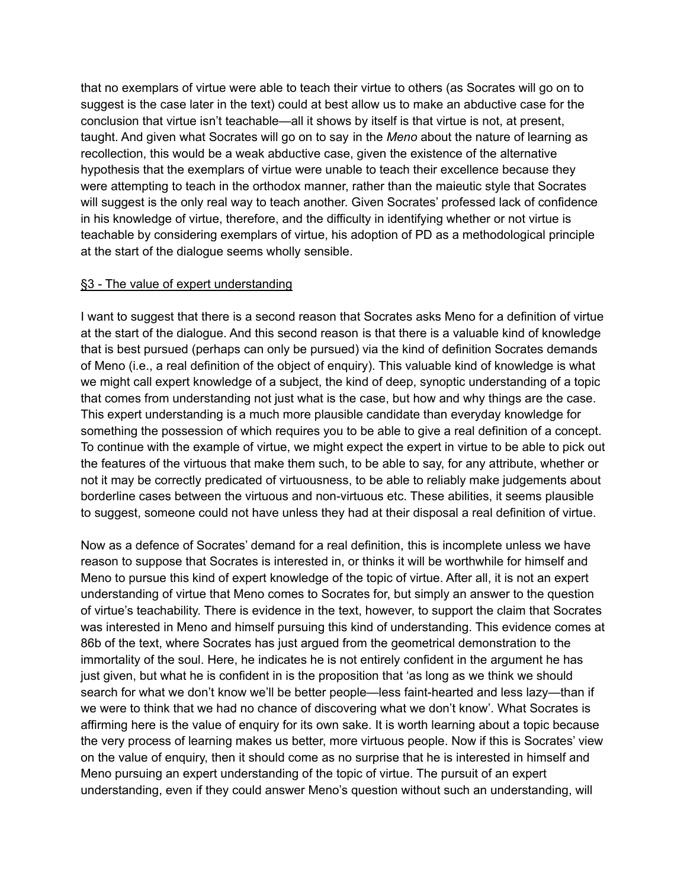that no exemplars of virtue were able to teach their virtue to others (as Socrates will go on to suggest is the case later in the text) could at best allow us to make an abductive case for the conclusion that virtue isn't teachable—all it shows by itself is that virtue is not, at present, taught. And given what Socrates will go on to say in the *Meno* about the nature of learning as recollection, this would be a weak abductive case, given the existence of the alternative hypothesis that the exemplars of virtue were unable to teach their excellence because they were attempting to teach in the orthodox manner, rather than the maieutic style that Socrates will suggest is the only real way to teach another. Given Socrates' professed lack of confidence in his knowledge of virtue, therefore, and the difficulty in identifying whether or not virtue is teachable by considering exemplars of virtue, his adoption of PD as a methodological principle at the start of the dialogue seems wholly sensible.

## §3 - The value of expert understanding

I want to suggest that there is a second reason that Socrates asks Meno for a definition of virtue at the start of the dialogue. And this second reason is that there is a valuable kind of knowledge that is best pursued (perhaps can only be pursued) via the kind of definition Socrates demands of Meno (i.e., a real definition of the object of enquiry). This valuable kind of knowledge is what we might call expert knowledge of a subject, the kind of deep, synoptic understanding of a topic that comes from understanding not just what is the case, but how and why things are the case. This expert understanding is a much more plausible candidate than everyday knowledge for something the possession of which requires you to be able to give a real definition of a concept. To continue with the example of virtue, we might expect the expert in virtue to be able to pick out the features of the virtuous that make them such, to be able to say, for any attribute, whether or not it may be correctly predicated of virtuousness, to be able to reliably make judgements about borderline cases between the virtuous and non-virtuous etc. These abilities, it seems plausible to suggest, someone could not have unless they had at their disposal a real definition of virtue.

Now as a defence of Socrates' demand for a real definition, this is incomplete unless we have reason to suppose that Socrates is interested in, or thinks it will be worthwhile for himself and Meno to pursue this kind of expert knowledge of the topic of virtue. After all, it is not an expert understanding of virtue that Meno comes to Socrates for, but simply an answer to the question of virtue's teachability. There is evidence in the text, however, to support the claim that Socrates was interested in Meno and himself pursuing this kind of understanding. This evidence comes at 86b of the text, where Socrates has just argued from the geometrical demonstration to the immortality of the soul. Here, he indicates he is not entirely confident in the argument he has just given, but what he is confident in is the proposition that 'as long as we think we should search for what we don't know we'll be better people—less faint-hearted and less lazy—than if we were to think that we had no chance of discovering what we don't know'. What Socrates is affirming here is the value of enquiry for its own sake. It is worth learning about a topic because the very process of learning makes us better, more virtuous people. Now if this is Socrates' view on the value of enquiry, then it should come as no surprise that he is interested in himself and Meno pursuing an expert understanding of the topic of virtue. The pursuit of an expert understanding, even if they could answer Meno's question without such an understanding, will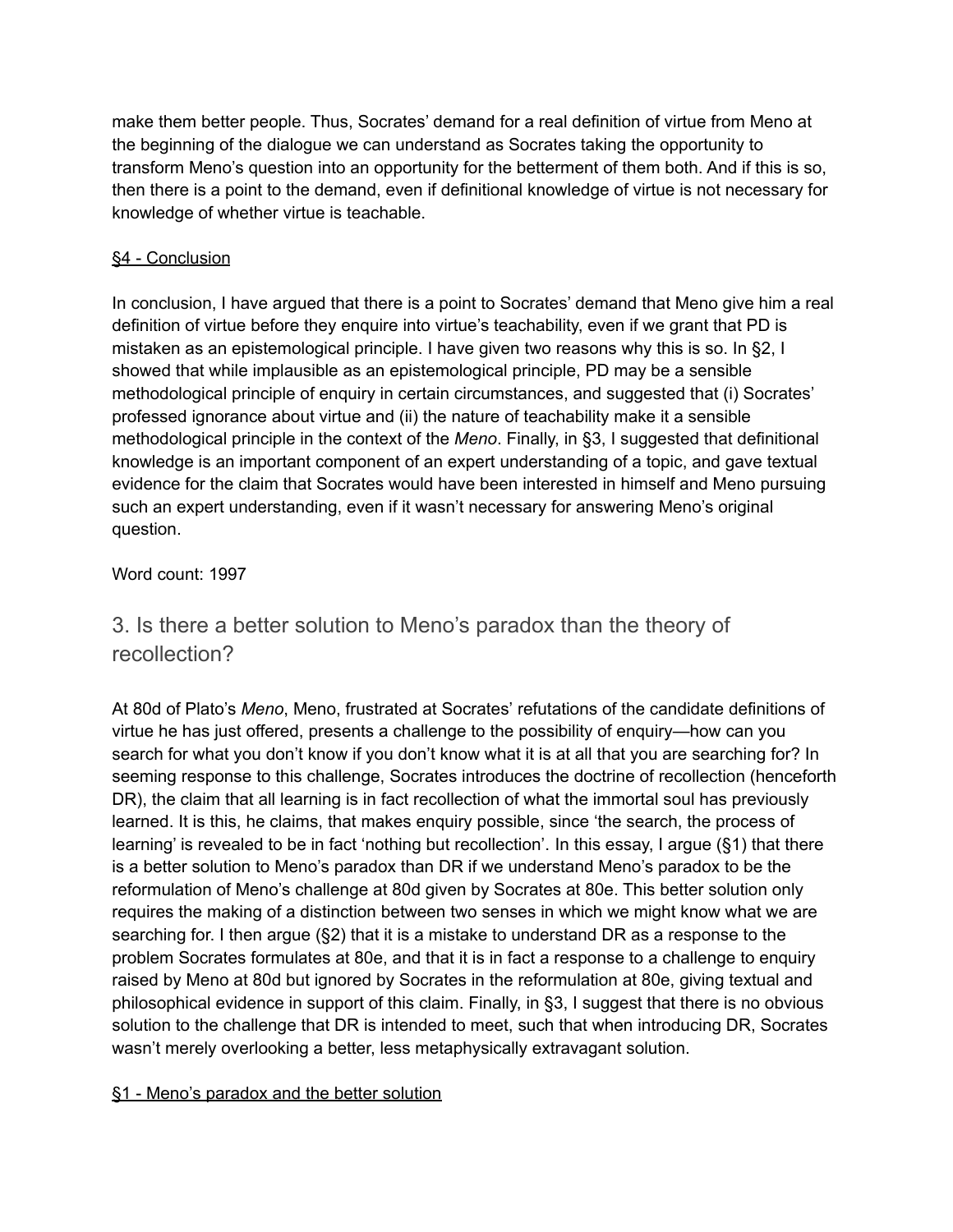make them better people. Thus, Socrates' demand for a real definition of virtue from Meno at the beginning of the dialogue we can understand as Socrates taking the opportunity to transform Meno's question into an opportunity for the betterment of them both. And if this is so, then there is a point to the demand, even if definitional knowledge of virtue is not necessary for knowledge of whether virtue is teachable.

§4 - Conclusion

In conclusion, I have argued that there is a point to Socrates' demand that Meno give him a real definition of virtue before they enquire into virtue's teachability, even if we grant that PD is mistaken as an epistemological principle. I have given two reasons why this is so. In §2, I showed that while implausible as an epistemological principle, PD may be a sensible methodological principle of enquiry in certain circumstances, and suggested that (i) Socrates' professed ignorance about virtue and (ii) the nature of teachability make it a sensible methodological principle in the context of the *Meno*. Finally, in §3, I suggested that definitional knowledge is an important component of an expert understanding of a topic, and gave textual evidence for the claim that Socrates would have been interested in himself and Meno pursuing such an expert understanding, even if it wasn't necessary for answering Meno's original question.

Word count: 1997

## 3. Is there a better solution to Meno's paradox than the theory of recollection?

At 80d of Plato's *Meno*, Meno, frustrated at Socrates' refutations of the candidate definitions of virtue he has just offered, presents a challenge to the possibility of enquiry—how can you search for what you don't know if you don't know what it is at all that you are searching for? In seeming response to this challenge, Socrates introduces the doctrine of recollection (henceforth DR), the claim that all learning is in fact recollection of what the immortal soul has previously learned. It is this, he claims, that makes enquiry possible, since 'the search, the process of learning' is revealed to be in fact 'nothing but recollection'. In this essay, I argue (§1) that there is a better solution to Meno's paradox than DR if we understand Meno's paradox to be the reformulation of Meno's challenge at 80d given by Socrates at 80e. This better solution only requires the making of a distinction between two senses in which we might know what we are searching for. I then argue (§2) that it is a mistake to understand DR as a response to the problem Socrates formulates at 80e, and that it is in fact a response to a challenge to enquiry raised by Meno at 80d but ignored by Socrates in the reformulation at 80e, giving textual and philosophical evidence in support of this claim. Finally, in §3, I suggest that there is no obvious solution to the challenge that DR is intended to meet, such that when introducing DR, Socrates wasn't merely overlooking a better, less metaphysically extravagant solution.

§1 - Meno's paradox and the better solution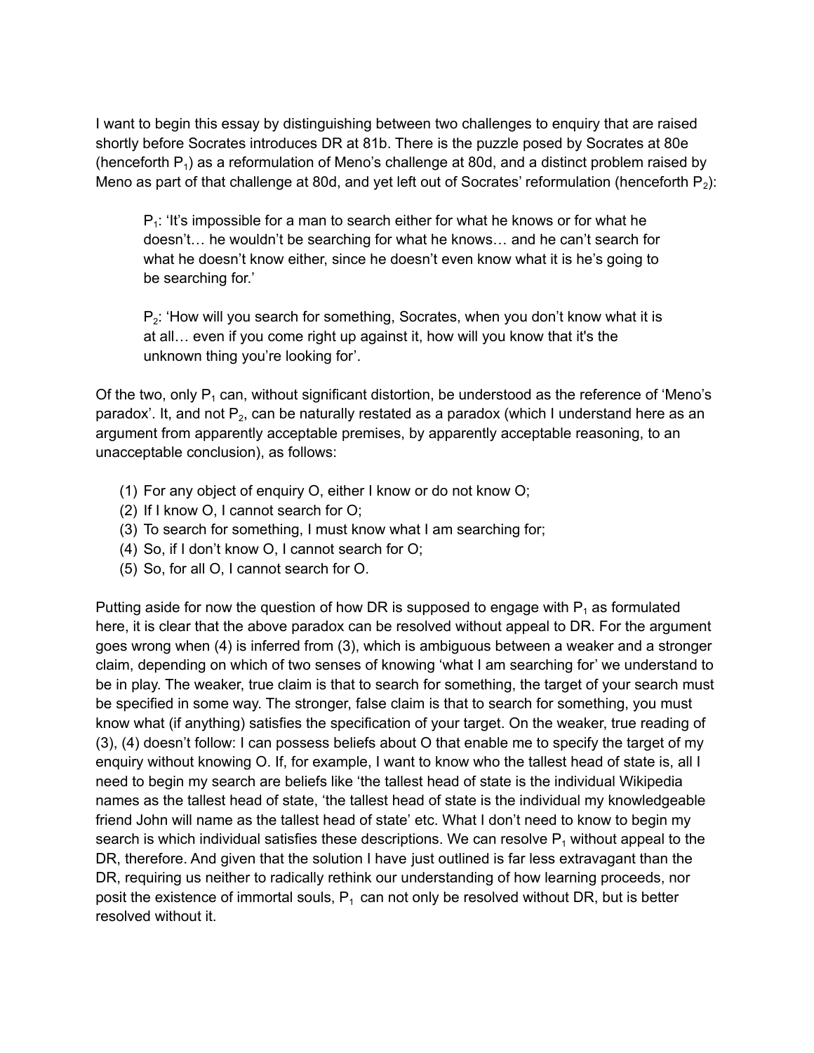I want to begin this essay by distinguishing between two challenges to enquiry that are raised shortly before Socrates introduces DR at 81b. There is the puzzle posed by Socrates at 80e (henceforth $P_1$) as a reformulation of Meno's challenge at 80d, and a distinct problem raised by Meno as part of that challenge at 80d, and yet left out of Socrates' reformulation (henceforth $P_2$):

> $P_1$: 'It's impossible for a man to search either for what he knows or for what he doesn't… he wouldn't be searching for what he knows… and he can't search for what he doesn't know either, since he doesn't even know what it is he's going to be searching for.'
>
> $P_2$: 'How will you search for something, Socrates, when you don't know what it is at all… even if you come right up against it, how will you know that it's the unknown thing you're looking for'.

Of the two, only $P_1$ can, without significant distortion, be understood as the reference of 'Meno's paradox'. It, and not $P_2$, can be naturally restated as a paradox (which I understand here as an argument from apparently acceptable premises, by apparently acceptable reasoning, to an unacceptable conclusion), as follows:

(1) For any object of enquiry O, either I know or do not know O;
(2) If I know O, I cannot search for O;
(3) To search for something, I must know what I am searching for;
(4) So, if I don't know O, I cannot search for O;
(5) So, for all O, I cannot search for O.

Putting aside for now the question of how DR is supposed to engage with $P_1$ as formulated here, it is clear that the above paradox can be resolved without appeal to DR. For the argument goes wrong when (4) is inferred from (3), which is ambiguous between a weaker and a stronger claim, depending on which of two senses of knowing 'what I am searching for' we understand to be in play. The weaker, true claim is that to search for something, the target of your search must be specified in some way. The stronger, false claim is that to search for something, you must know what (if anything) satisfies the specification of your target. On the weaker, true reading of (3), (4) doesn't follow: I can possess beliefs about O that enable me to specify the target of my enquiry without knowing O. If, for example, I want to know who the tallest head of state is, all I need to begin my search are beliefs like 'the tallest head of state is the individual Wikipedia names as the tallest head of state, 'the tallest head of state is the individual my knowledgeable friend John will name as the tallest head of state' etc. What I don't need to know to begin my search is which individual satisfies these descriptions. We can resolve $P_1$ without appeal to the DR, therefore. And given that the solution I have just outlined is far less extravagant than the DR, requiring us neither to radically rethink our understanding of how learning proceeds, nor posit the existence of immortal souls, $P_1$ can not only be resolved without DR, but is better resolved without it.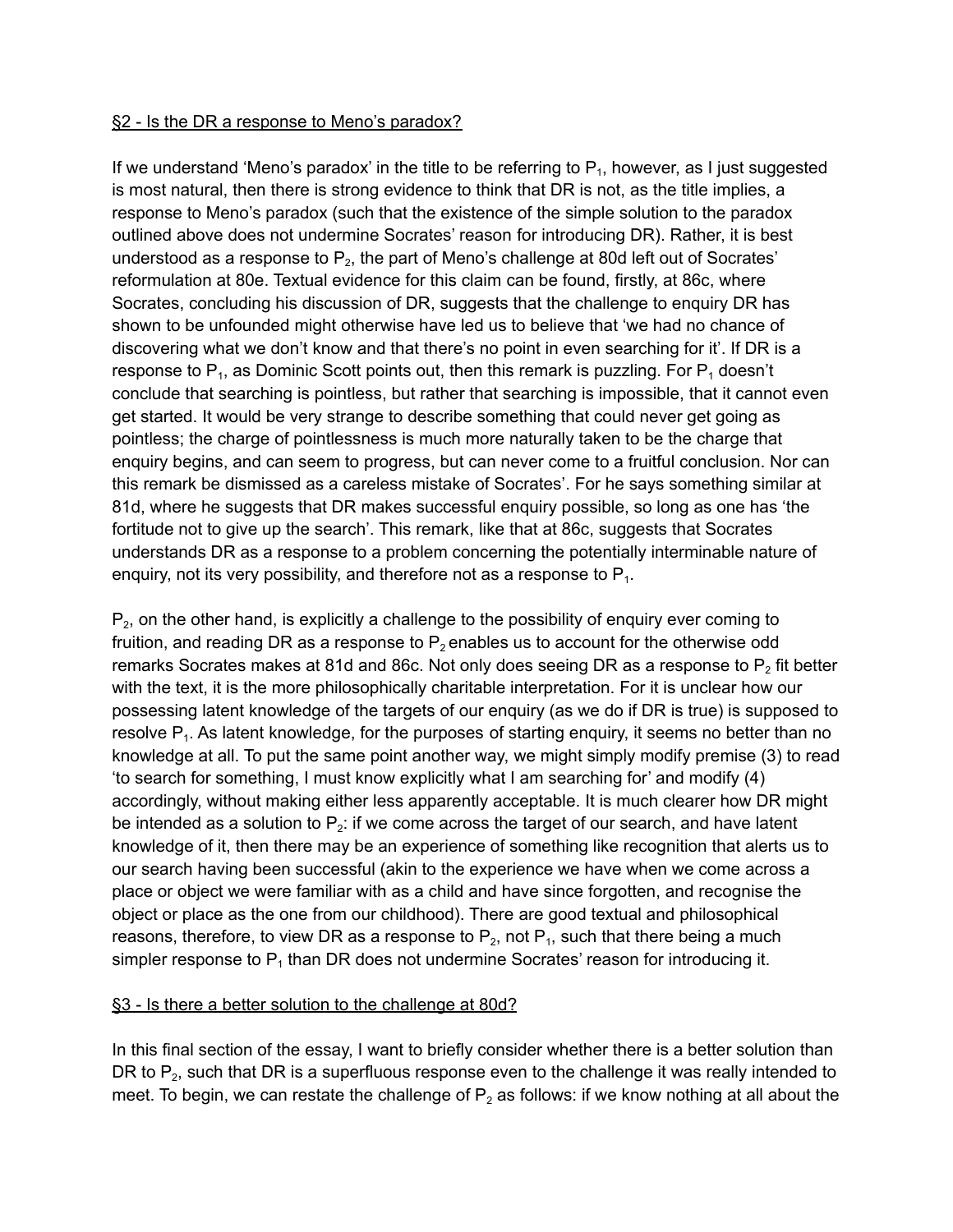## §2 - Is the DR a response to Meno's paradox?

If we understand 'Meno's paradox' in the title to be referring to $P_1$, however, as I just suggested is most natural, then there is strong evidence to think that DR is not, as the title implies, a response to Meno's paradox (such that the existence of the simple solution to the paradox outlined above does not undermine Socrates' reason for introducing DR). Rather, it is best understood as a response to $P_2$, the part of Meno's challenge at 80d left out of Socrates' reformulation at 80e. Textual evidence for this claim can be found, firstly, at 86c, where Socrates, concluding his discussion of DR, suggests that the challenge to enquiry DR has shown to be unfounded might otherwise have led us to believe that 'we had no chance of discovering what we don't know and that there's no point in even searching for it'. If DR is a response to $P_1$, as Dominic Scott points out, then this remark is puzzling. For $P_1$ doesn't conclude that searching is pointless, but rather that searching is impossible, that it cannot even get started. It would be very strange to describe something that could never get going as pointless; the charge of pointlessness is much more naturally taken to be the charge that enquiry begins, and can seem to progress, but can never come to a fruitful conclusion. Nor can this remark be dismissed as a careless mistake of Socrates'. For he says something similar at 81d, where he suggests that DR makes successful enquiry possible, so long as one has 'the fortitude not to give up the search'. This remark, like that at 86c, suggests that Socrates understands DR as a response to a problem concerning the potentially interminable nature of enquiry, not its very possibility, and therefore not as a response to $P_1$.

$P_2$, on the other hand, is explicitly a challenge to the possibility of enquiry ever coming to fruition, and reading DR as a response to $P_2$ enables us to account for the otherwise odd remarks Socrates makes at 81d and 86c. Not only does seeing DR as a response to $P_2$ fit better with the text, it is the more philosophically charitable interpretation. For it is unclear how our possessing latent knowledge of the targets of our enquiry (as we do if DR is true) is supposed to resolve $P_1$. As latent knowledge, for the purposes of starting enquiry, it seems no better than no knowledge at all. To put the same point another way, we might simply modify premise (3) to read 'to search for something, I must know explicitly what I am searching for' and modify (4) accordingly, without making either less apparently acceptable. It is much clearer how DR might be intended as a solution to $P_2$: if we come across the target of our search, and have latent knowledge of it, then there may be an experience of something like recognition that alerts us to our search having been successful (akin to the experience we have when we come across a place or object we were familiar with as a child and have since forgotten, and recognise the object or place as the one from our childhood). There are good textual and philosophical reasons, therefore, to view DR as a response to $P_2$, not $P_1$, such that there being a much simpler response to $P_1$ than DR does not undermine Socrates' reason for introducing it.

## §3 - Is there a better solution to the challenge at 80d?

In this final section of the essay, I want to briefly consider whether there is a better solution than DR to $P_2$, such that DR is a superfluous response even to the challenge it was really intended to meet. To begin, we can restate the challenge of $P_2$ as follows: if we know nothing at all about the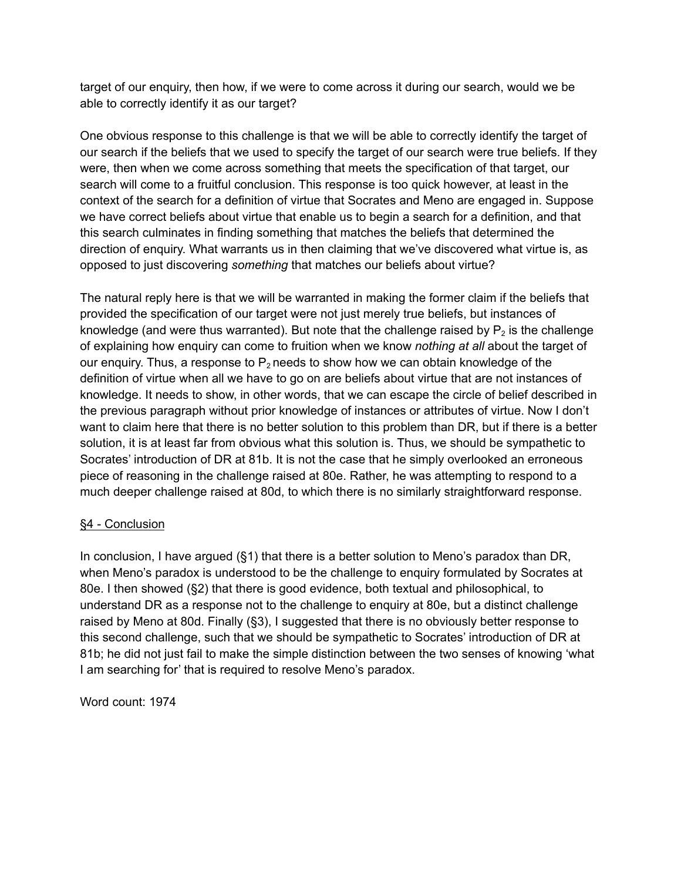target of our enquiry, then how, if we were to come across it during our search, would we be able to correctly identify it as our target?

One obvious response to this challenge is that we will be able to correctly identify the target of our search if the beliefs that we used to specify the target of our search were true beliefs. If they were, then when we come across something that meets the specification of that target, our search will come to a fruitful conclusion. This response is too quick however, at least in the context of the search for a definition of virtue that Socrates and Meno are engaged in. Suppose we have correct beliefs about virtue that enable us to begin a search for a definition, and that this search culminates in finding something that matches the beliefs that determined the direction of enquiry. What warrants us in then claiming that we've discovered what virtue is, as opposed to just discovering *something* that matches our beliefs about virtue?

The natural reply here is that we will be warranted in making the former claim if the beliefs that provided the specification of our target were not just merely true beliefs, but instances of knowledge (and were thus warranted). But note that the challenge raised by $P_2$ is the challenge of explaining how enquiry can come to fruition when we know *nothing at all* about the target of our enquiry. Thus, a response to $P_2$ needs to show how we can obtain knowledge of the definition of virtue when all we have to go on are beliefs about virtue that are not instances of knowledge. It needs to show, in other words, that we can escape the circle of belief described in the previous paragraph without prior knowledge of instances or attributes of virtue. Now I don't want to claim here that there is no better solution to this problem than DR, but if there is a better solution, it is at least far from obvious what this solution is. Thus, we should be sympathetic to Socrates' introduction of DR at 81b. It is not the case that he simply overlooked an erroneous piece of reasoning in the challenge raised at 80e. Rather, he was attempting to respond to a much deeper challenge raised at 80d, to which there is no similarly straightforward response.

## §4 - Conclusion

In conclusion, I have argued (§1) that there is a better solution to Meno's paradox than DR, when Meno's paradox is understood to be the challenge to enquiry formulated by Socrates at 80e. I then showed (§2) that there is good evidence, both textual and philosophical, to understand DR as a response not to the challenge to enquiry at 80e, but a distinct challenge raised by Meno at 80d. Finally (§3), I suggested that there is no obviously better response to this second challenge, such that we should be sympathetic to Socrates' introduction of DR at 81b; he did not just fail to make the simple distinction between the two senses of knowing 'what I am searching for' that is required to resolve Meno's paradox.

Word count: 1974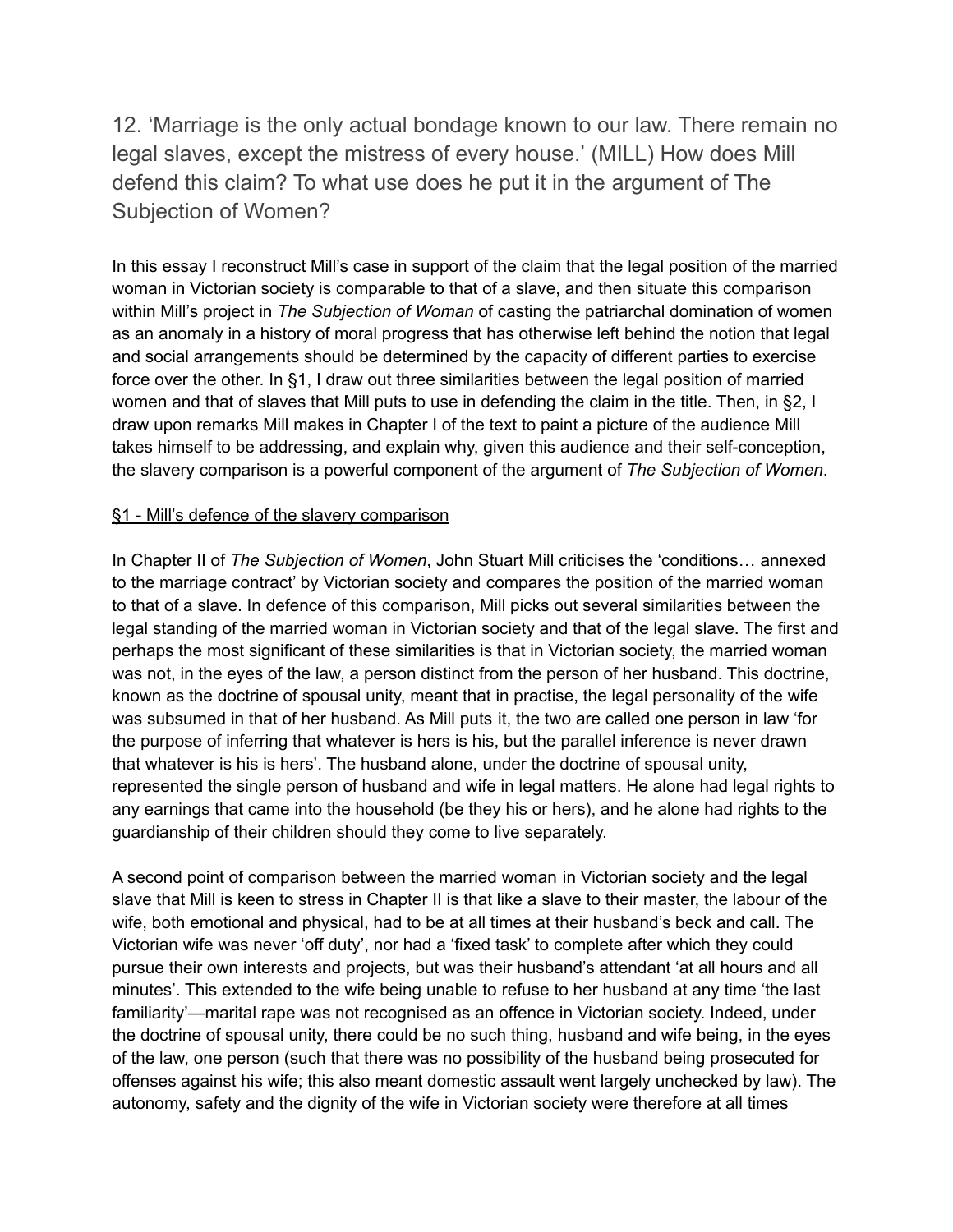12. 'Marriage is the only actual bondage known to our law. There remain no legal slaves, except the mistress of every house.' (MILL) How does Mill defend this claim? To what use does he put it in the argument of The Subjection of Women?

In this essay I reconstruct Mill's case in support of the claim that the legal position of the married woman in Victorian society is comparable to that of a slave, and then situate this comparison within Mill's project in *The Subjection of Woman* of casting the patriarchal domination of women as an anomaly in a history of moral progress that has otherwise left behind the notion that legal and social arrangements should be determined by the capacity of different parties to exercise force over the other. In §1, I draw out three similarities between the legal position of married women and that of slaves that Mill puts to use in defending the claim in the title. Then, in §2, I draw upon remarks Mill makes in Chapter I of the text to paint a picture of the audience Mill takes himself to be addressing, and explain why, given this audience and their self-conception, the slavery comparison is a powerful component of the argument of *The Subjection of Women*.

<u>§1 - Mill's defence of the slavery comparison</u>

In Chapter II of *The Subjection of Women*, John Stuart Mill criticises the 'conditions… annexed to the marriage contract' by Victorian society and compares the position of the married woman to that of a slave. In defence of this comparison, Mill picks out several similarities between the legal standing of the married woman in Victorian society and that of the legal slave. The first and perhaps the most significant of these similarities is that in Victorian society, the married woman was not, in the eyes of the law, a person distinct from the person of her husband. This doctrine, known as the doctrine of spousal unity, meant that in practise, the legal personality of the wife was subsumed in that of her husband. As Mill puts it, the two are called one person in law 'for the purpose of inferring that whatever is hers is his, but the parallel inference is never drawn that whatever is his is hers'. The husband alone, under the doctrine of spousal unity, represented the single person of husband and wife in legal matters. He alone had legal rights to any earnings that came into the household (be they his or hers), and he alone had rights to the guardianship of their children should they come to live separately.

A second point of comparison between the married woman in Victorian society and the legal slave that Mill is keen to stress in Chapter II is that like a slave to their master, the labour of the wife, both emotional and physical, had to be at all times at their husband's beck and call. The Victorian wife was never 'off duty', nor had a 'fixed task' to complete after which they could pursue their own interests and projects, but was their husband's attendant 'at all hours and all minutes'. This extended to the wife being unable to refuse to her husband at any time 'the last familiarity'—marital rape was not recognised as an offence in Victorian society. Indeed, under the doctrine of spousal unity, there could be no such thing, husband and wife being, in the eyes of the law, one person (such that there was no possibility of the husband being prosecuted for offenses against his wife; this also meant domestic assault went largely unchecked by law). The autonomy, safety and the dignity of the wife in Victorian society were therefore at all times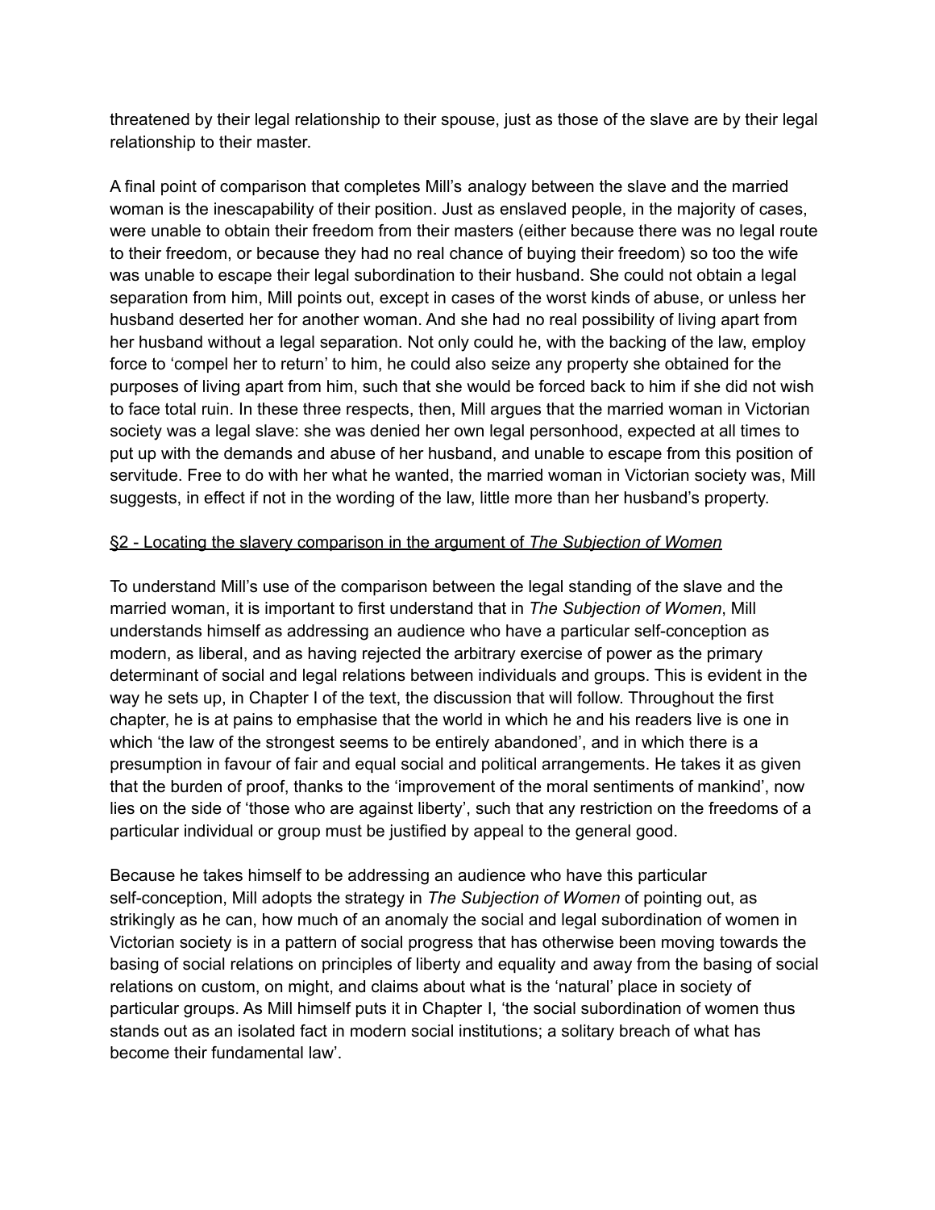threatened by their legal relationship to their spouse, just as those of the slave are by their legal relationship to their master.

A final point of comparison that completes Mill's analogy between the slave and the married woman is the inescapability of their position. Just as enslaved people, in the majority of cases, were unable to obtain their freedom from their masters (either because there was no legal route to their freedom, or because they had no real chance of buying their freedom) so too the wife was unable to escape their legal subordination to their husband. She could not obtain a legal separation from him, Mill points out, except in cases of the worst kinds of abuse, or unless her husband deserted her for another woman. And she had no real possibility of living apart from her husband without a legal separation. Not only could he, with the backing of the law, employ force to 'compel her to return' to him, he could also seize any property she obtained for the purposes of living apart from him, such that she would be forced back to him if she did not wish to face total ruin. In these three respects, then, Mill argues that the married woman in Victorian society was a legal slave: she was denied her own legal personhood, expected at all times to put up with the demands and abuse of her husband, and unable to escape from this position of servitude. Free to do with her what he wanted, the married woman in Victorian society was, Mill suggests, in effect if not in the wording of the law, little more than her husband's property.

## §2 - Locating the slavery comparison in the argument of *The Subjection of Women*

To understand Mill's use of the comparison between the legal standing of the slave and the married woman, it is important to first understand that in *The Subjection of Women*, Mill understands himself as addressing an audience who have a particular self-conception as modern, as liberal, and as having rejected the arbitrary exercise of power as the primary determinant of social and legal relations between individuals and groups. This is evident in the way he sets up, in Chapter I of the text, the discussion that will follow. Throughout the first chapter, he is at pains to emphasise that the world in which he and his readers live is one in which 'the law of the strongest seems to be entirely abandoned', and in which there is a presumption in favour of fair and equal social and political arrangements. He takes it as given that the burden of proof, thanks to the 'improvement of the moral sentiments of mankind', now lies on the side of 'those who are against liberty', such that any restriction on the freedoms of a particular individual or group must be justified by appeal to the general good.

Because he takes himself to be addressing an audience who have this particular self-conception, Mill adopts the strategy in *The Subjection of Women* of pointing out, as strikingly as he can, how much of an anomaly the social and legal subordination of women in Victorian society is in a pattern of social progress that has otherwise been moving towards the basing of social relations on principles of liberty and equality and away from the basing of social relations on custom, on might, and claims about what is the 'natural' place in society of particular groups. As Mill himself puts it in Chapter I, 'the social subordination of women thus stands out as an isolated fact in modern social institutions; a solitary breach of what has become their fundamental law'.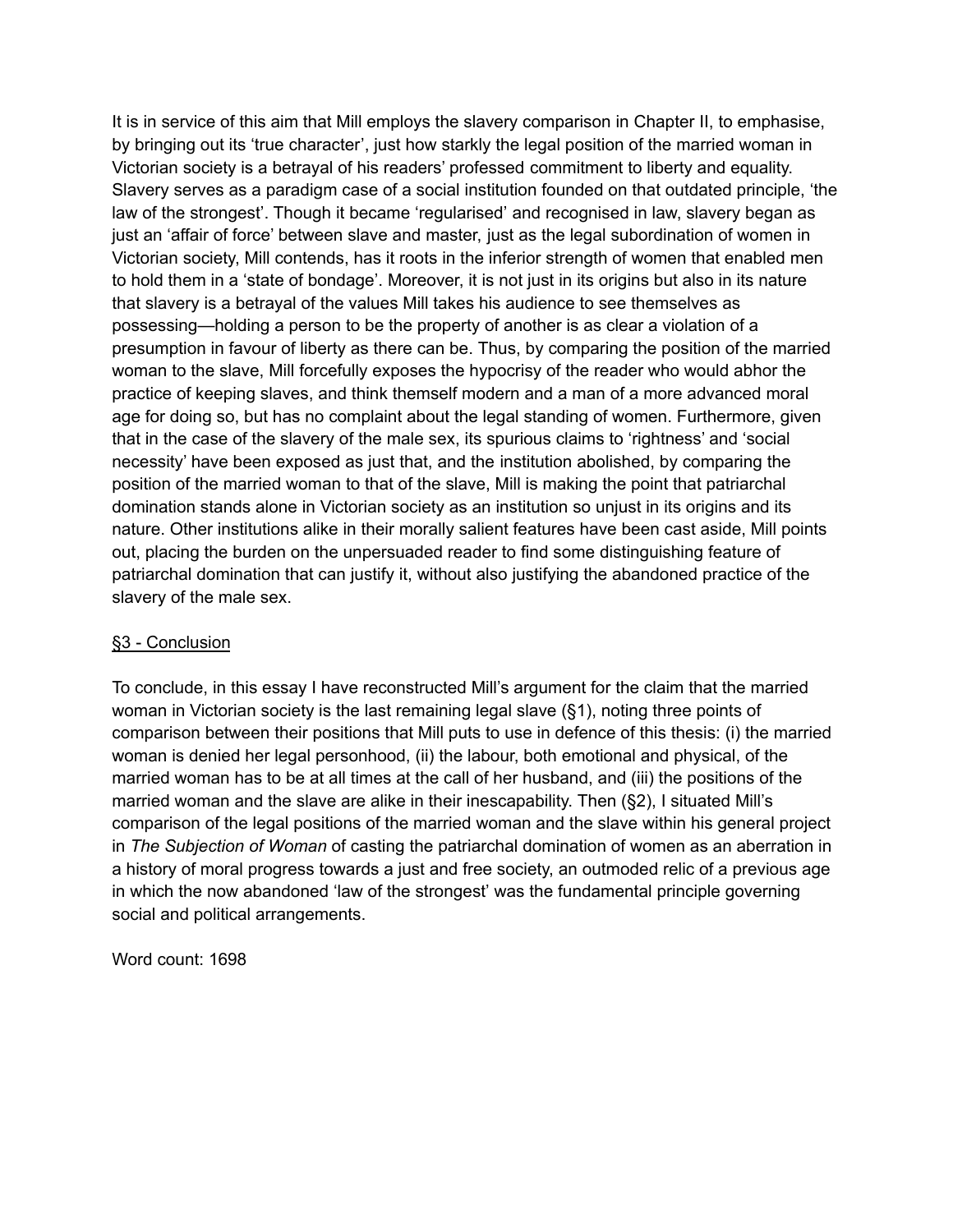It is in service of this aim that Mill employs the slavery comparison in Chapter II, to emphasise, by bringing out its 'true character', just how starkly the legal position of the married woman in Victorian society is a betrayal of his readers' professed commitment to liberty and equality. Slavery serves as a paradigm case of a social institution founded on that outdated principle, 'the law of the strongest'. Though it became 'regularised' and recognised in law, slavery began as just an 'affair of force' between slave and master, just as the legal subordination of women in Victorian society, Mill contends, has it roots in the inferior strength of women that enabled men to hold them in a 'state of bondage'. Moreover, it is not just in its origins but also in its nature that slavery is a betrayal of the values Mill takes his audience to see themselves as possessing—holding a person to be the property of another is as clear a violation of a presumption in favour of liberty as there can be. Thus, by comparing the position of the married woman to the slave, Mill forcefully exposes the hypocrisy of the reader who would abhor the practice of keeping slaves, and think themself modern and a man of a more advanced moral age for doing so, but has no complaint about the legal standing of women. Furthermore, given that in the case of the slavery of the male sex, its spurious claims to 'rightness' and 'social necessity' have been exposed as just that, and the institution abolished, by comparing the position of the married woman to that of the slave, Mill is making the point that patriarchal domination stands alone in Victorian society as an institution so unjust in its origins and its nature. Other institutions alike in their morally salient features have been cast aside, Mill points out, placing the burden on the unpersuaded reader to find some distinguishing feature of patriarchal domination that can justify it, without also justifying the abandoned practice of the slavery of the male sex.

## §3 - Conclusion

To conclude, in this essay I have reconstructed Mill's argument for the claim that the married woman in Victorian society is the last remaining legal slave (§1), noting three points of comparison between their positions that Mill puts to use in defence of this thesis: (i) the married woman is denied her legal personhood, (ii) the labour, both emotional and physical, of the married woman has to be at all times at the call of her husband, and (iii) the positions of the married woman and the slave are alike in their inescapability. Then (§2), I situated Mill's comparison of the legal positions of the married woman and the slave within his general project in *The Subjection of Woman* of casting the patriarchal domination of women as an aberration in a history of moral progress towards a just and free society, an outmoded relic of a previous age in which the now abandoned 'law of the strongest' was the fundamental principle governing social and political arrangements.

Word count: 1698